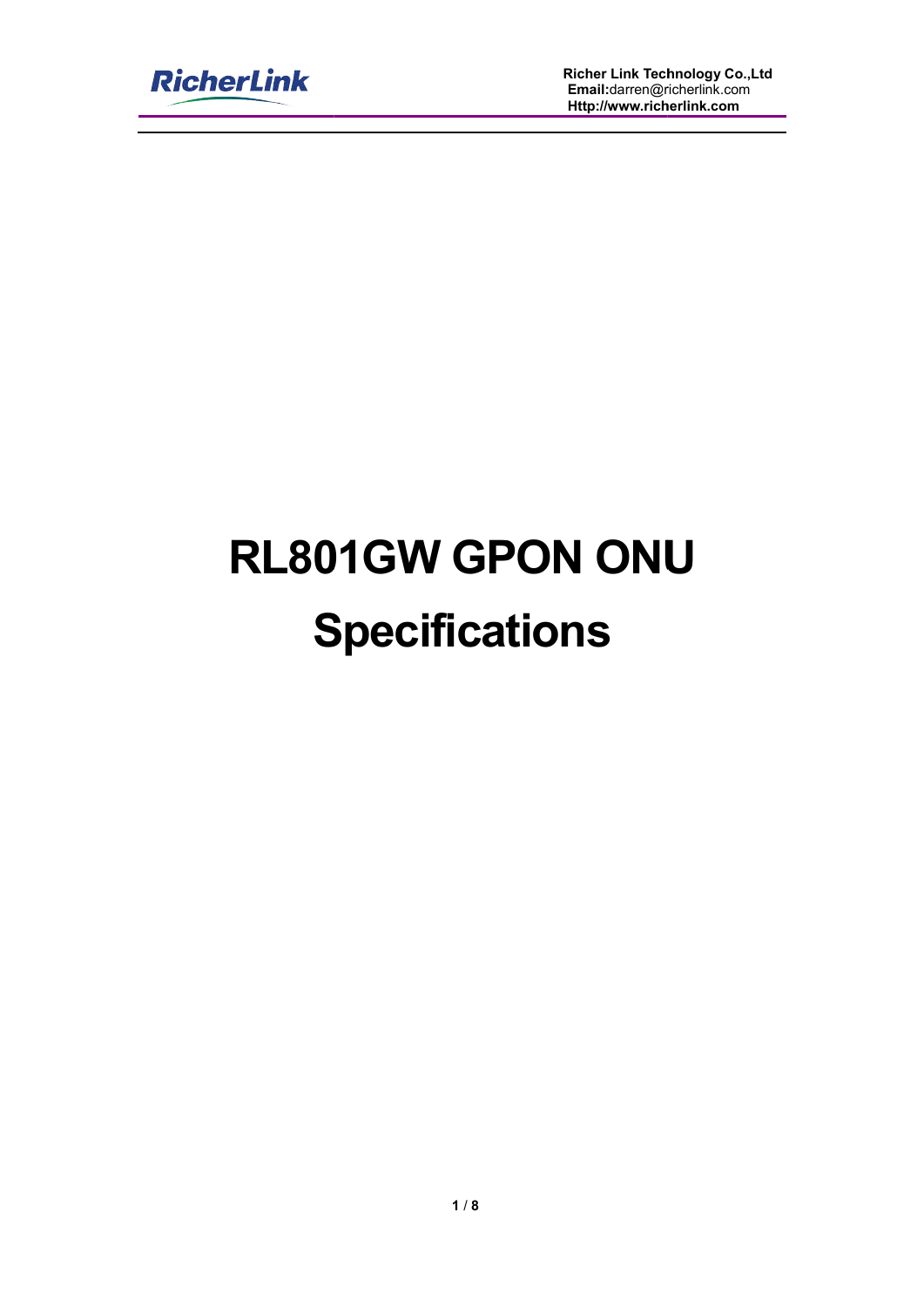# RL801GW GPON ONU Specifications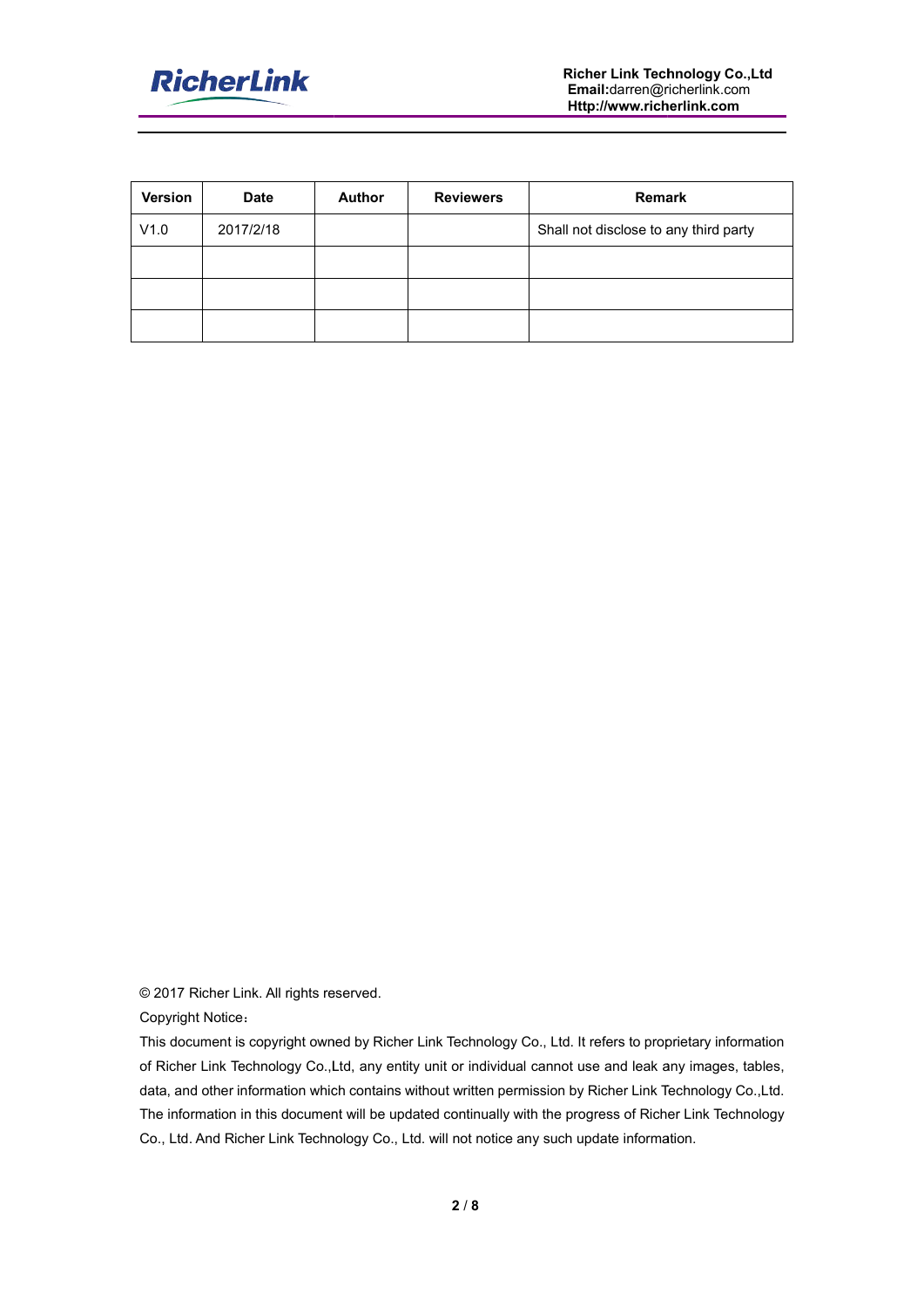| Version | Date | Author | Reviewers | Remark |
| --- | --- | --- | --- | --- |
| V1.0 | 2017/2/18 | | | Shall not disclose to any third party |
| | | | | |
| | | | | |
| | | | | |

© 2017 Richer Link. All rights reserved.

Copyright Notice：

This document is copyright owned by Richer Link Technology Co., Ltd. It refers to proprietary information of Richer Link Technology Co.,Ltd, any entity unit or individual cannot use and leak any images, tables, data, and other information which contains without written permission by Richer Link Technology Co.,Ltd. The information in this document will be updated continually with the progress of Richer Link Technology Co., Ltd. And Richer Link Technology Co., Ltd. will not notice any such update information.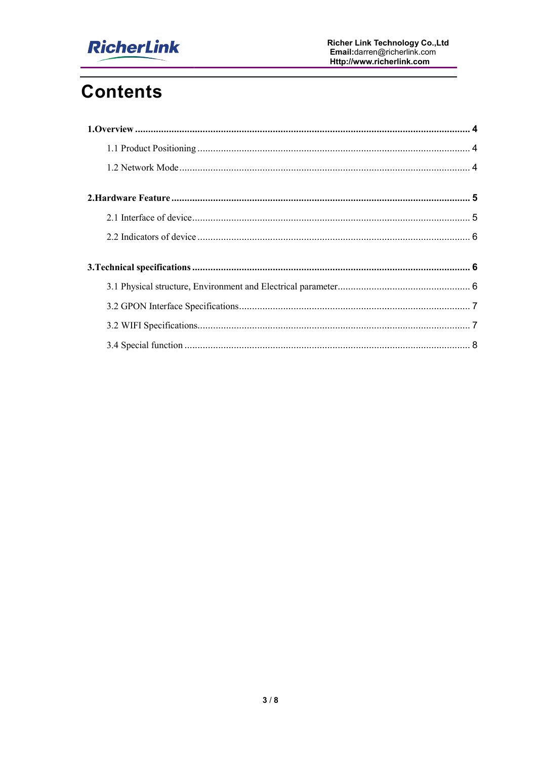# Contents

**1.Overview ........................................................................................................................ 4**

1.1 Product Positioning ........................................................................................ 4

1.2 Network Mode ............................................................................................... 4

**2.Hardware Feature ........................................................................................................ 5**

2.1 Interface of device .......................................................................................... 5

2.2 Indicators of device ........................................................................................ 6

**3.Technical specifications ................................................................................................ 6**

3.1 Physical structure, Environment and Electrical parameter .................................. 6

3.2 GPON Interface Specifications ......................................................................... 7

3.2 WIFI Specifications ......................................................................................... 7

3.4 Special function ............................................................................................... 8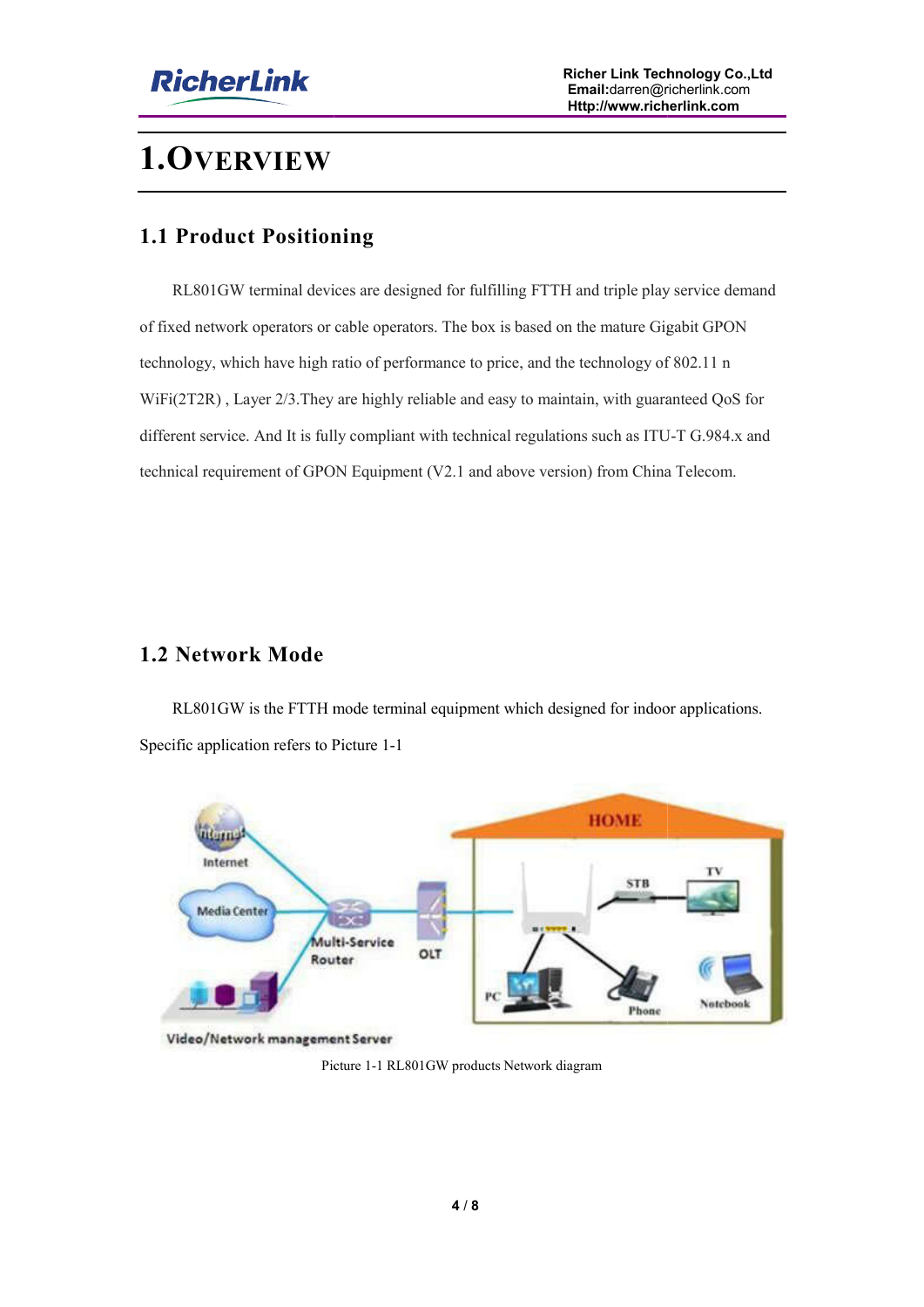# 1.OVERVIEW

## 1.1 Product Positioning

RL801GW terminal devices are designed for fulfilling FTTH and triple play service demand of fixed network operators or cable operators. The box is based on the mature Gigabit GPON technology, which have high ratio of performance to price, and the technology of 802.11 n WiFi(2T2R) , Layer 2/3.They are highly reliable and easy to maintain, with guaranteed QoS for different service. And It is fully compliant with technical regulations such as ITU-T G.984.x and technical requirement of GPON Equipment (V2.1 and above version) from China Telecom.

## 1.2 Network Mode

RL801GW is the FTTH mode terminal equipment which designed for indoor applications. Specific application refers to Picture 1-1

Picture 1-1 RL801GW products Network diagram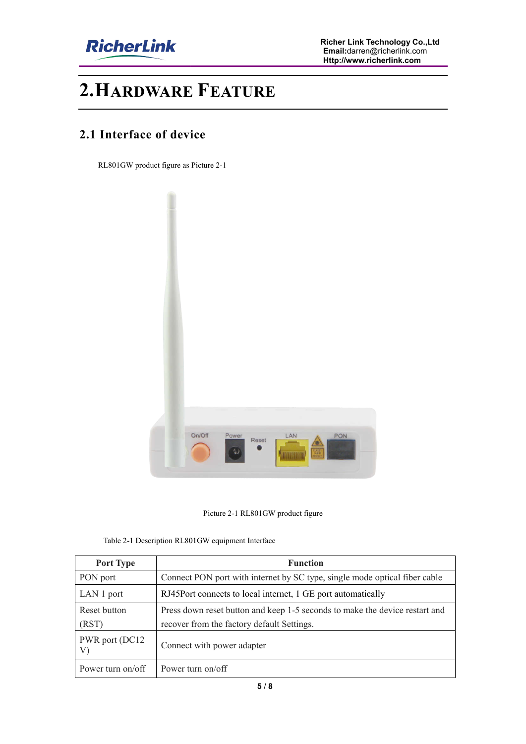# 2. Hardware Feature

## 2.1 Interface of device

RL801GW product figure as Picture 2-1

Picture 2-1 RL801GW product figure

Table 2-1 Description RL801GW equipment Interface

| Port Type | Function |
|---|---|
| PON port | Connect PON port with internet by SC type, single mode optical fiber cable |
| LAN 1 port | RJ45Port connects to local internet, 1 GE port automatically |
| Reset button (RST) | Press down reset button and keep 1-5 seconds to make the device restart and recover from the factory default Settings. |
| PWR port (DC12 V) | Connect with power adapter |
| Power turn on/off | Power turn on/off |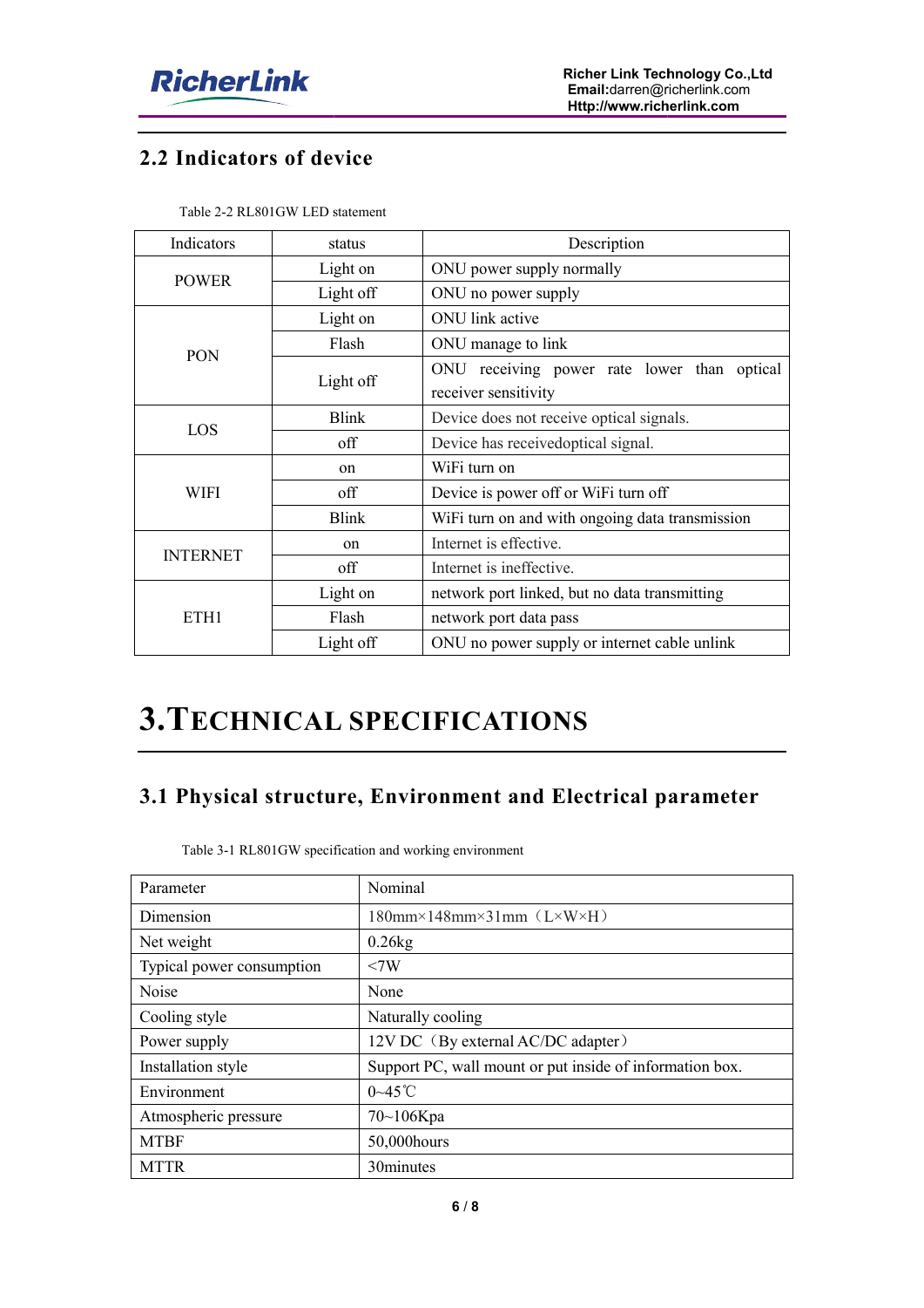## 2.2 Indicators of device

Table 2-2 RL801GW LED statement

| Indicators | status | Description |
|---|---|---|
| POWER | Light on | ONU power supply normally |
| | Light off | ONU no power supply |
| PON | Light on | ONU link active |
| | Flash | ONU manage to link |
| | Light off | ONU receiving power rate lower than optical receiver sensitivity |
| LOS | Blink | Device does not receive optical signals. |
| | off | Device has receivedoptical signal. |
| WIFI | on | WiFi turn on |
| | off | Device is power off or WiFi turn off |
| | Blink | WiFi turn on and with ongoing data transmission |
| INTERNET | on | Internet is effective. |
| | off | Internet is ineffective. |
| ETH1 | Light on | network port linked, but no data transmitting |
| | Flash | network port data pass |
| | Light off | ONU no power supply or internet cable unlink |

# 3.TECHNICAL SPECIFICATIONS

## 3.1 Physical structure, Environment and Electrical parameter

Table 3-1 RL801GW specification and working environment

| Parameter | Nominal |
|---|---|
| Dimension | 180mm×148mm×31mm（L×W×H） |
| Net weight | 0.26kg |
| Typical power consumption | <7W |
| Noise | None |
| Cooling style | Naturally cooling |
| Power supply | 12V DC（By external AC/DC adapter） |
| Installation style | Support PC, wall mount or put inside of information box. |
| Environment | 0~45℃ |
| Atmospheric pressure | 70~106Kpa |
| MTBF | 50,000hours |
| MTTR | 30minutes |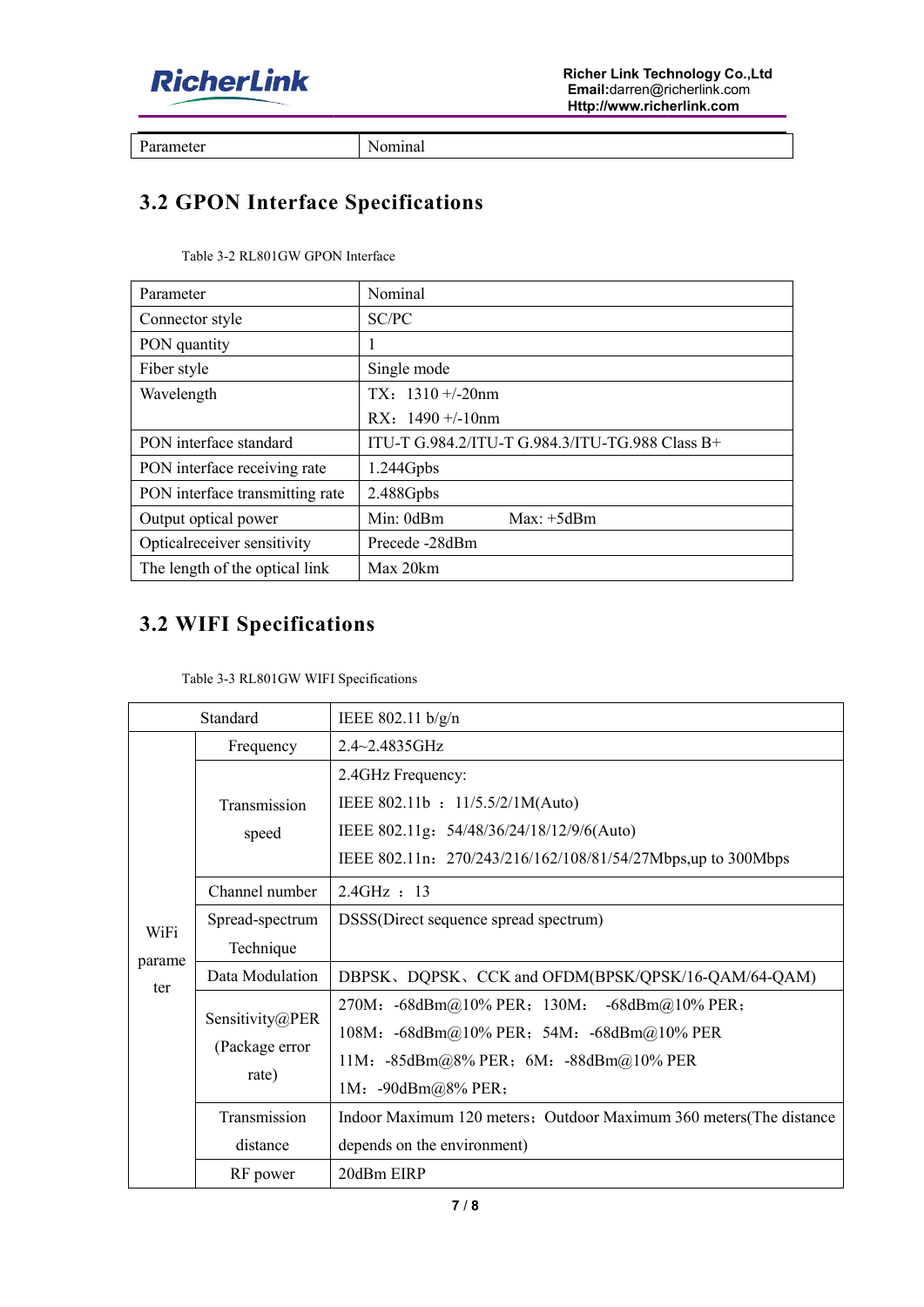| Parameter | Nominal |
|---|---|

## 3.2 GPON Interface Specifications

Table 3-2 RL801GW GPON Interface

| Parameter | Nominal |
|---|---|
| Connector style | SC/PC |
| PON quantity | 1 |
| Fiber style | Single mode |
| Wavelength | TX：1310 +/-20nm<br>RX：1490 +/-10nm |
| PON interface standard | ITU-T G.984.2/ITU-T G.984.3/ITU-TG.988 Class B+ |
| PON interface receiving rate | 1.244Gpbs |
| PON interface transmitting rate | 2.488Gpbs |
| Output optical power | Min: 0dBm Max: +5dBm |
| Opticalreceiver sensitivity | Precede -28dBm |
| The length of the optical link | Max 20km |

## 3.2 WIFI Specifications

Table 3-3 RL801GW WIFI Specifications

| Standard | | IEEE 802.11 b/g/n |
|---|---|---|
| WiFi parameter | Frequency | 2.4~2.4835GHz |
| | Transmission speed | 2.4GHz Frequency:<br>IEEE 802.11b ：11/5.5/2/1M(Auto)<br>IEEE 802.11g：54/48/36/24/18/12/9/6(Auto)<br>IEEE 802.11n：270/243/216/162/108/81/54/27Mbps,up to 300Mbps |
| | Channel number | 2.4GHz ：13 |
| | Spread-spectrum Technique | DSSS(Direct sequence spread spectrum) |
| | Data Modulation | DBPSK、DQPSK、CCK and OFDM(BPSK/QPSK/16-QAM/64-QAM) |
| | Sensitivity@PER (Package error rate) | 270M：-68dBm@10% PER；130M： -68dBm@10% PER；<br>108M：-68dBm@10% PER；54M：-68dBm@10% PER<br>11M：-85dBm@8% PER；6M：-88dBm@10% PER<br>1M：-90dBm@8% PER； |
| | Transmission distance | Indoor Maximum 120 meters；Outdoor Maximum 360 meters(The distance depends on the environment) |
| | RF power | 20dBm EIRP |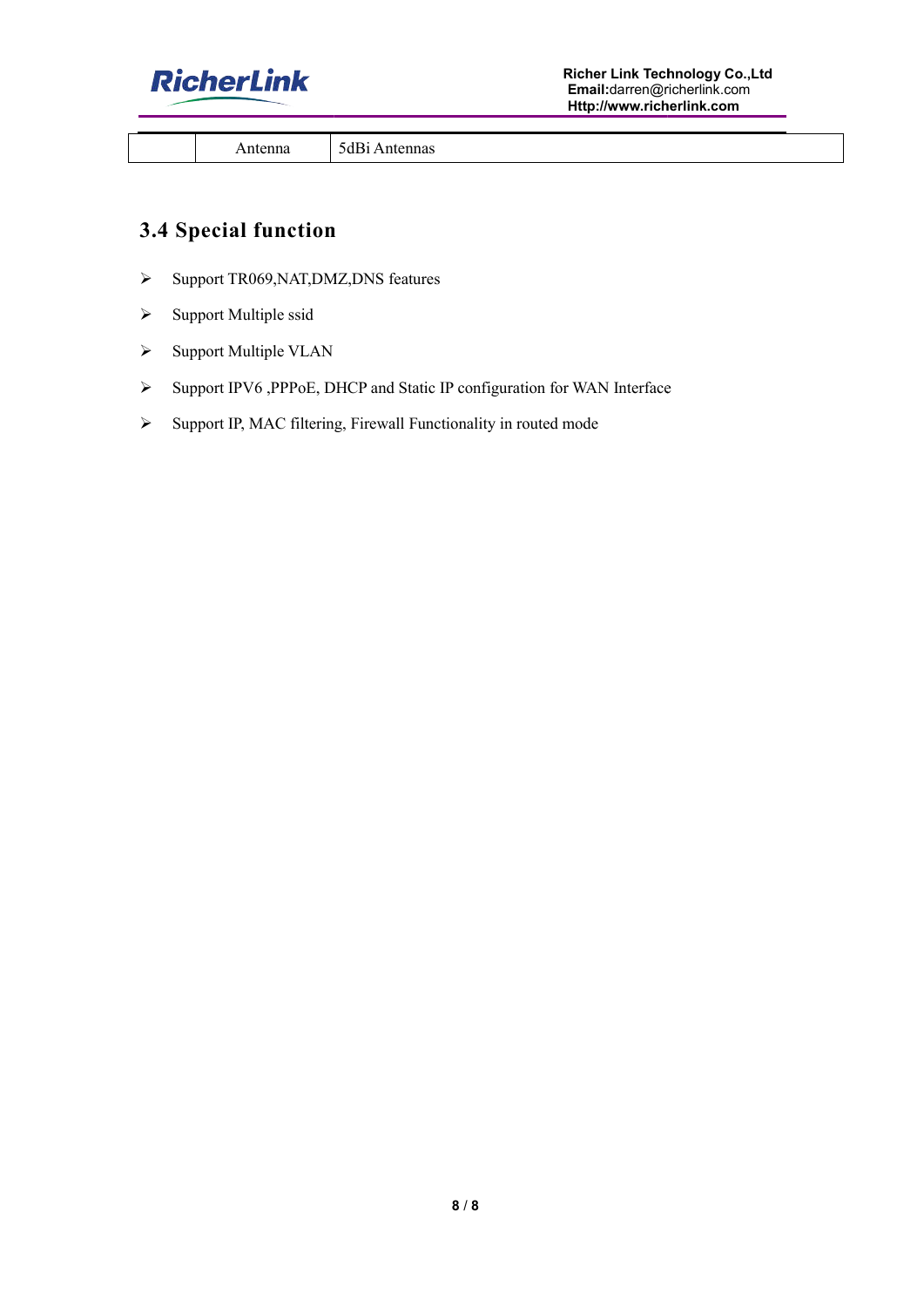| | | |
|---|---|---|
| | Antenna | 5dBi Antennas |

## 3.4 Special function

- Support TR069,NAT,DMZ,DNS features
- Support Multiple ssid
- Support Multiple VLAN
- Support IPV6 ,PPPoE, DHCP and Static IP configuration for WAN Interface
- Support IP, MAC filtering, Firewall Functionality in routed mode